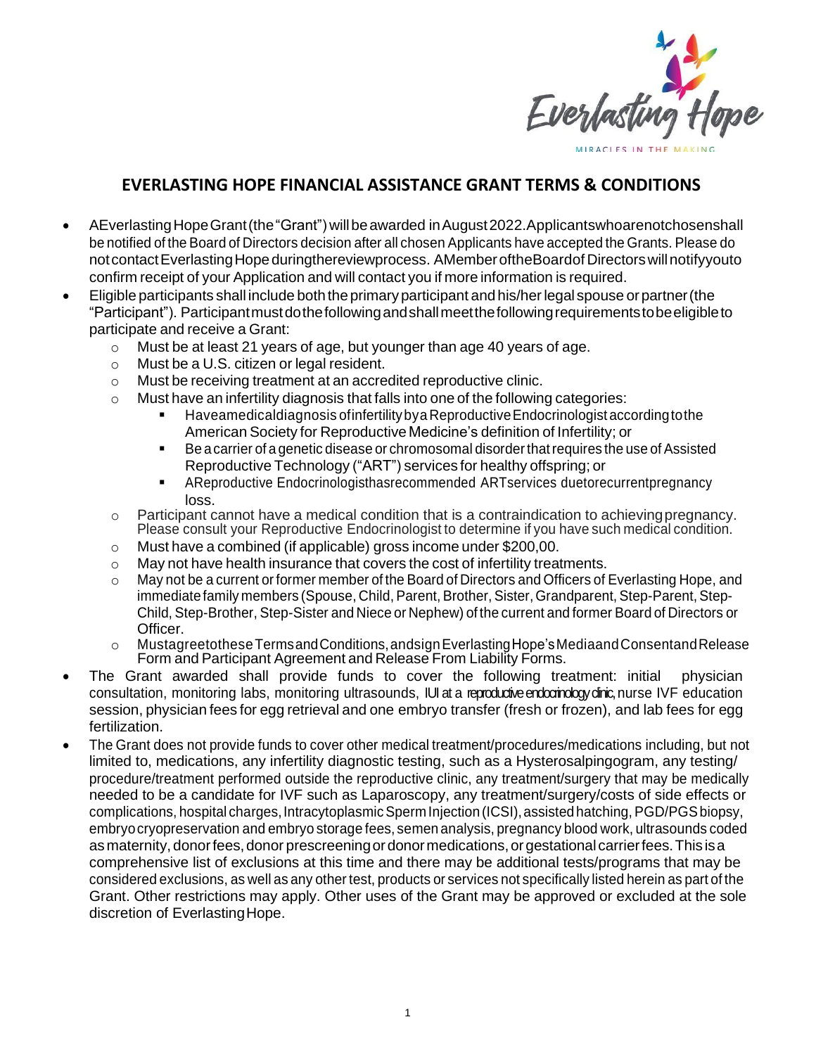Everlasting Hope

MIRACLES IN THE MAKING

## EVERLASTING HOPE FINANCIAL ASSISTANCE GRANT TERMS & CONDITIONS

- A Everlasting Hope Grant (the "Grant") will be awarded in August 2022. Applicants who are not chosen shall be notified of the Board of Directors decision after all chosen Applicants have accepted the Grants. Please do not contact Everlasting Hope during the review process. A Member of the Board of Directors will notify you to confirm receipt of your Application and will contact you if more information is required.
- Eligible participants shall include both the primary participant and his/her legal spouse or partner (the "Participant"). Participant must do the following and shall meet the following requirements to be eligible to participate and receive a Grant:
  - Must be at least 21 years of age, but younger than age 40 years of age.
  - Must be a U.S. citizen or legal resident.
  - Must be receiving treatment at an accredited reproductive clinic.
  - Must have an infertility diagnosis that falls into one of the following categories:
    - Have a medical diagnosis of infertility by a Reproductive Endocrinologist according to the American Society for Reproductive Medicine's definition of Infertility; or
    - Be a carrier of a genetic disease or chromosomal disorder that requires the use of Assisted Reproductive Technology ("ART") services for healthy offspring; or
    - A Reproductive Endocrinologist has recommended ART services due to recurrent pregnancy loss.
  - Participant cannot have a medical condition that is a contraindication to achieving pregnancy. Please consult your Reproductive Endocrinologist to determine if you have such medical condition.
  - Must have a combined (if applicable) gross income under $200,00.
  - May not have health insurance that covers the cost of infertility treatments.
  - May not be a current or former member of the Board of Directors and Officers of Everlasting Hope, and immediate family members (Spouse, Child, Parent, Brother, Sister, Grandparent, Step-Parent, Step-Child, Step-Brother, Step-Sister and Niece or Nephew) of the current and former Board of Directors or Officer.
  - Must agree to these Terms and Conditions, and sign Everlasting Hope's Media and Consent and Release Form and Participant Agreement and Release From Liability Forms.
- The Grant awarded shall provide funds to cover the following treatment: initial physician consultation, monitoring labs, monitoring ultrasounds, IUI at a reproductive endocrinology clinic, nurse IVF education session, physician fees for egg retrieval and one embryo transfer (fresh or frozen), and lab fees for egg fertilization.
- The Grant does not provide funds to cover other medical treatment/procedures/medications including, but not limited to, medications, any infertility diagnostic testing, such as a Hysterosalpingogram, any testing/ procedure/treatment performed outside the reproductive clinic, any treatment/surgery that may be medically needed to be a candidate for IVF such as Laparoscopy, any treatment/surgery/costs of side effects or complications, hospital charges, Intracytoplasmic Sperm Injection (ICSI), assisted hatching, PGD/PGS biopsy, embryo cryopreservation and embryo storage fees, semen analysis, pregnancy blood work, ultrasounds coded as maternity, donor fees, donor prescreening or donor medications, or gestational carrier fees. This is a comprehensive list of exclusions at this time and there may be additional tests/programs that may be considered exclusions, as well as any other test, products or services not specifically listed herein as part of the Grant. Other restrictions may apply. Other uses of the Grant may be approved or excluded at the sole discretion of Everlasting Hope.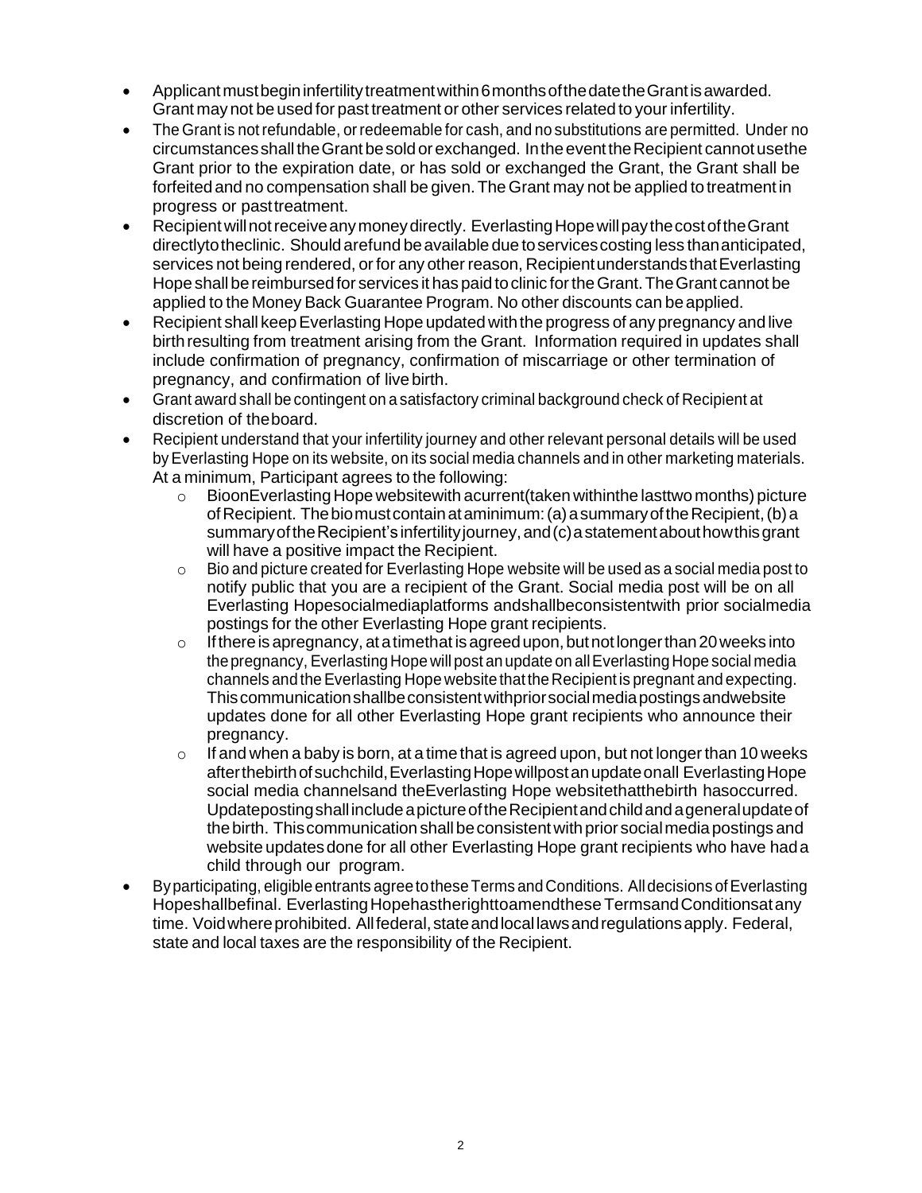- Applicant must begin infertility treatment within 6 months of the date the Grant is awarded. Grant may not be used for past treatment or other services related to your infertility.
- The Grant is not refundable, or redeemable for cash, and no substitutions are permitted. Under no circumstances shall the Grant be sold or exchanged. In the event the Recipient cannot use the Grant prior to the expiration date, or has sold or exchanged the Grant, the Grant shall be forfeited and no compensation shall be given. The Grant may not be applied to treatment in progress or past treatment.
- Recipient will not receive any money directly. Everlasting Hope will pay the cost of the Grant directly to the clinic. Should a refund be available due to services costing less than anticipated, services not being rendered, or for any other reason, Recipient understands that Everlasting Hope shall be reimbursed for services it has paid to clinic for the Grant. The Grant cannot be applied to the Money Back Guarantee Program. No other discounts can be applied.
- Recipient shall keep Everlasting Hope updated with the progress of any pregnancy and live birth resulting from treatment arising from the Grant. Information required in updates shall include confirmation of pregnancy, confirmation of miscarriage or other termination of pregnancy, and confirmation of live birth.
- Grant award shall be contingent on a satisfactory criminal background check of Recipient at discretion of the board.
- Recipient understand that your infertility journey and other relevant personal details will be used by Everlasting Hope on its website, on its social media channels and in other marketing materials. At a minimum, Participant agrees to the following:
  - Bio on Everlasting Hope website with a current (taken within the last two months) picture of Recipient. The bio must contain at a minimum: (a) a summary of the Recipient, (b) a summary of the Recipient's infertility journey, and (c) a statement about how this grant will have a positive impact the Recipient.
  - Bio and picture created for Everlasting Hope website will be used as a social media post to notify public that you are a recipient of the Grant. Social media post will be on all Everlasting Hope social media platforms and shall be consistent with prior social media postings for the other Everlasting Hope grant recipients.
  - If there is a pregnancy, at a time that is agreed upon, but not longer than 20 weeks into the pregnancy, Everlasting Hope will post an update on all Everlasting Hope social media channels and the Everlasting Hope website that the Recipient is pregnant and expecting. This communication shall be consistent with prior social media postings and website updates done for all other Everlasting Hope grant recipients who announce their pregnancy.
  - If and when a baby is born, at a time that is agreed upon, but not longer than 10 weeks after the birth of such child, Everlasting Hope will post an update on all Everlasting Hope social media channels and the Everlasting Hope website that the birth has occurred. Update posting shall include a picture of the Recipient and child and a general update of the birth. This communication shall be consistent with prior social media postings and website updates done for all other Everlasting Hope grant recipients who have had a child through our program.
- By participating, eligible entrants agree to these Terms and Conditions. All decisions of Everlasting Hope shall be final. Everlasting Hope has the right to amend these Terms and Conditions at any time. Void where prohibited. All federal, state and local laws and regulations apply. Federal, state and local taxes are the responsibility of the Recipient.